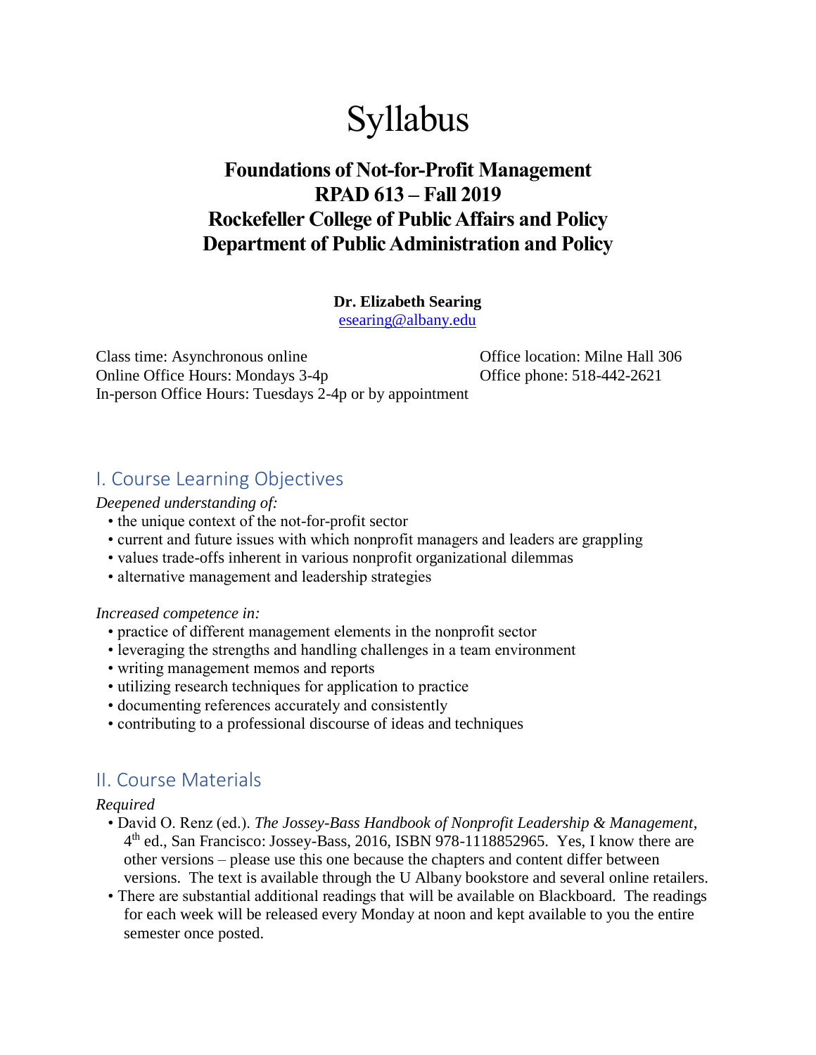# Syllabus

## Foundations of Not-for-Profit Management
## RPAD 613 – Fall 2019
## Rockefeller College of Public Affairs and Policy
## Department of Public Administration and Policy

**Dr. Elizabeth Searing**
esearing@albany.edu

Class time: Asynchronous online
Online Office Hours: Mondays 3-4p
In-person Office Hours: Tuesdays 2-4p or by appointment

Office location: Milne Hall 306
Office phone: 518-442-2621

## I. Course Learning Objectives

*Deepened understanding of:*

- the unique context of the not-for-profit sector
- current and future issues with which nonprofit managers and leaders are grappling
- values trade-offs inherent in various nonprofit organizational dilemmas
- alternative management and leadership strategies

*Increased competence in:*

- practice of different management elements in the nonprofit sector
- leveraging the strengths and handling challenges in a team environment
- writing management memos and reports
- utilizing research techniques for application to practice
- documenting references accurately and consistently
- contributing to a professional discourse of ideas and techniques

## II. Course Materials

*Required*

- David O. Renz (ed.). *The Jossey-Bass Handbook of Nonprofit Leadership & Management*, 4th ed., San Francisco: Jossey-Bass, 2016, ISBN 978-1118852965. Yes, I know there are other versions – please use this one because the chapters and content differ between versions. The text is available through the U Albany bookstore and several online retailers.
- There are substantial additional readings that will be available on Blackboard. The readings for each week will be released every Monday at noon and kept available to you the entire semester once posted.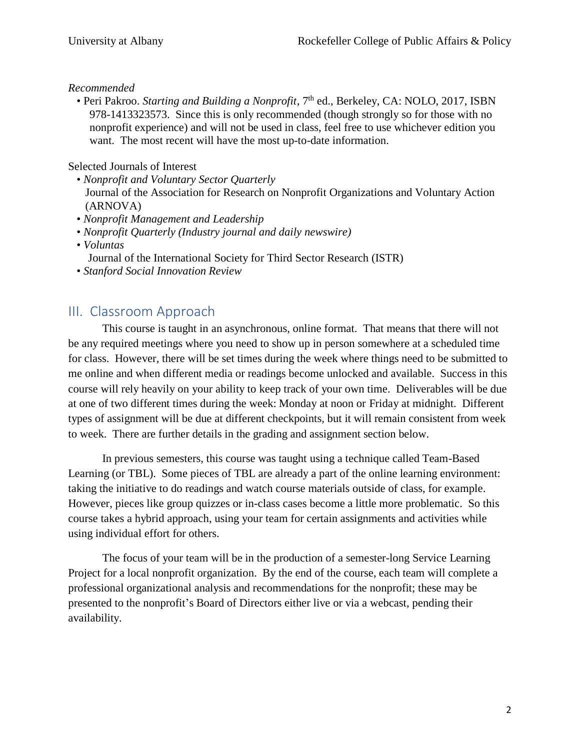*Recommended*

- Peri Pakroo. *Starting and Building a Nonprofit*, 7th ed., Berkeley, CA: NOLO, 2017, ISBN 978-1413323573. Since this is only recommended (though strongly so for those with no nonprofit experience) and will not be used in class, feel free to use whichever edition you want. The most recent will have the most up-to-date information.

Selected Journals of Interest

- *Nonprofit and Voluntary Sector Quarterly*
  Journal of the Association for Research on Nonprofit Organizations and Voluntary Action (ARNOVA)
- *Nonprofit Management and Leadership*
- *Nonprofit Quarterly (Industry journal and daily newswire)*
- *Voluntas*
  Journal of the International Society for Third Sector Research (ISTR)
- *Stanford Social Innovation Review*

## III. Classroom Approach

This course is taught in an asynchronous, online format. That means that there will not be any required meetings where you need to show up in person somewhere at a scheduled time for class. However, there will be set times during the week where things need to be submitted to me online and when different media or readings become unlocked and available. Success in this course will rely heavily on your ability to keep track of your own time. Deliverables will be due at one of two different times during the week: Monday at noon or Friday at midnight. Different types of assignment will be due at different checkpoints, but it will remain consistent from week to week. There are further details in the grading and assignment section below.

In previous semesters, this course was taught using a technique called Team-Based Learning (or TBL). Some pieces of TBL are already a part of the online learning environment: taking the initiative to do readings and watch course materials outside of class, for example. However, pieces like group quizzes or in-class cases become a little more problematic. So this course takes a hybrid approach, using your team for certain assignments and activities while using individual effort for others.

The focus of your team will be in the production of a semester-long Service Learning Project for a local nonprofit organization. By the end of the course, each team will complete a professional organizational analysis and recommendations for the nonprofit; these may be presented to the nonprofit's Board of Directors either live or via a webcast, pending their availability.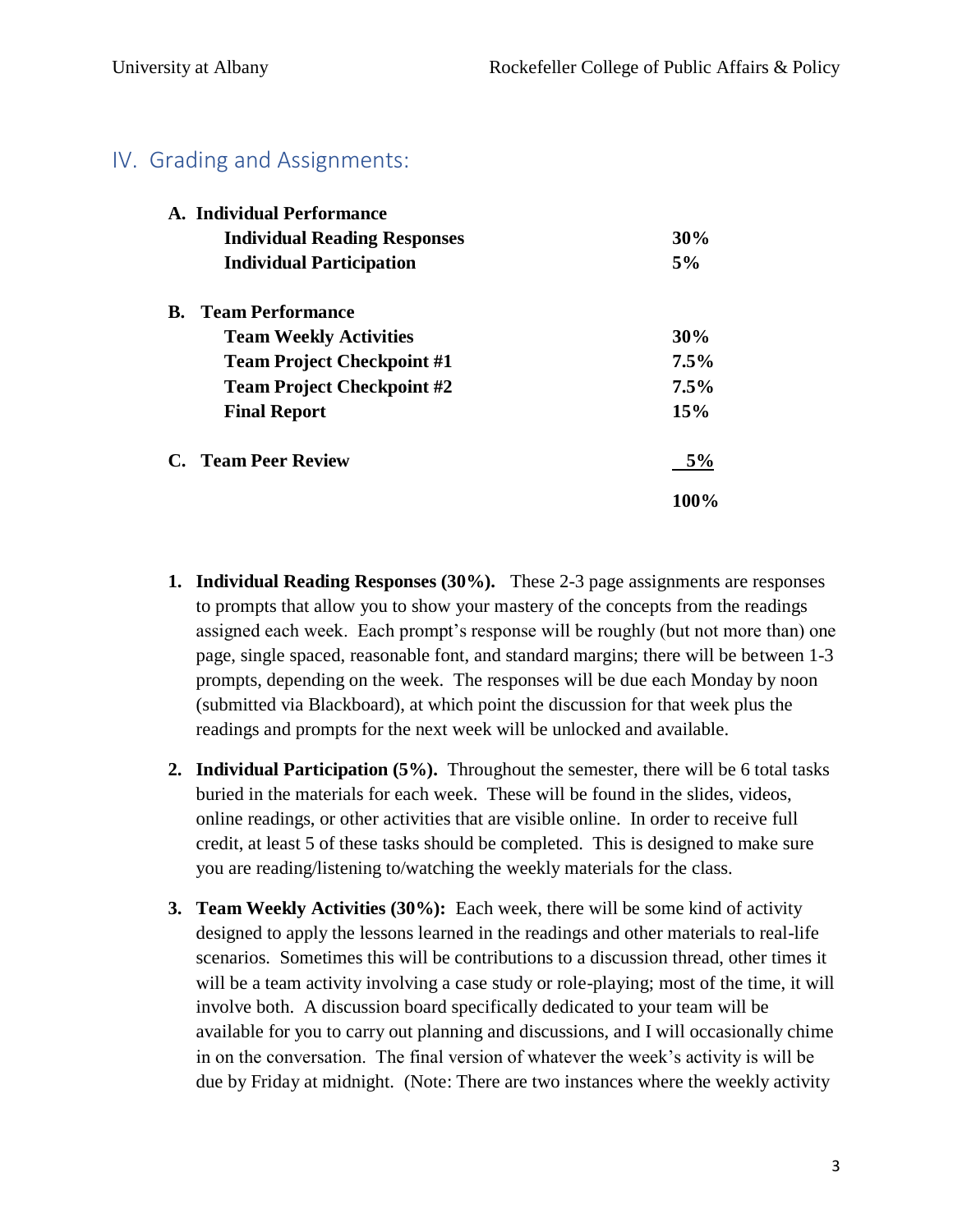## IV. Grading and Assignments:

| | |
|---|---|
| **A. Individual Performance** | |
| **Individual Reading Responses** | **30%** |
| **Individual Participation** | **5%** |
| **B. Team Performance** | |
| **Team Weekly Activities** | **30%** |
| **Team Project Checkpoint #1** | **7.5%** |
| **Team Project Checkpoint #2** | **7.5%** |
| **Final Report** | **15%** |
| **C. Team Peer Review** | **5%** |
| | **100%** |

1. **Individual Reading Responses (30%).** These 2-3 page assignments are responses to prompts that allow you to show your mastery of the concepts from the readings assigned each week. Each prompt's response will be roughly (but not more than) one page, single spaced, reasonable font, and standard margins; there will be between 1-3 prompts, depending on the week. The responses will be due each Monday by noon (submitted via Blackboard), at which point the discussion for that week plus the readings and prompts for the next week will be unlocked and available.

2. **Individual Participation (5%).** Throughout the semester, there will be 6 total tasks buried in the materials for each week. These will be found in the slides, videos, online readings, or other activities that are visible online. In order to receive full credit, at least 5 of these tasks should be completed. This is designed to make sure you are reading/listening to/watching the weekly materials for the class.

3. **Team Weekly Activities (30%):** Each week, there will be some kind of activity designed to apply the lessons learned in the readings and other materials to real-life scenarios. Sometimes this will be contributions to a discussion thread, other times it will be a team activity involving a case study or role-playing; most of the time, it will involve both. A discussion board specifically dedicated to your team will be available for you to carry out planning and discussions, and I will occasionally chime in on the conversation. The final version of whatever the week's activity is will be due by Friday at midnight. (Note: There are two instances where the weekly activity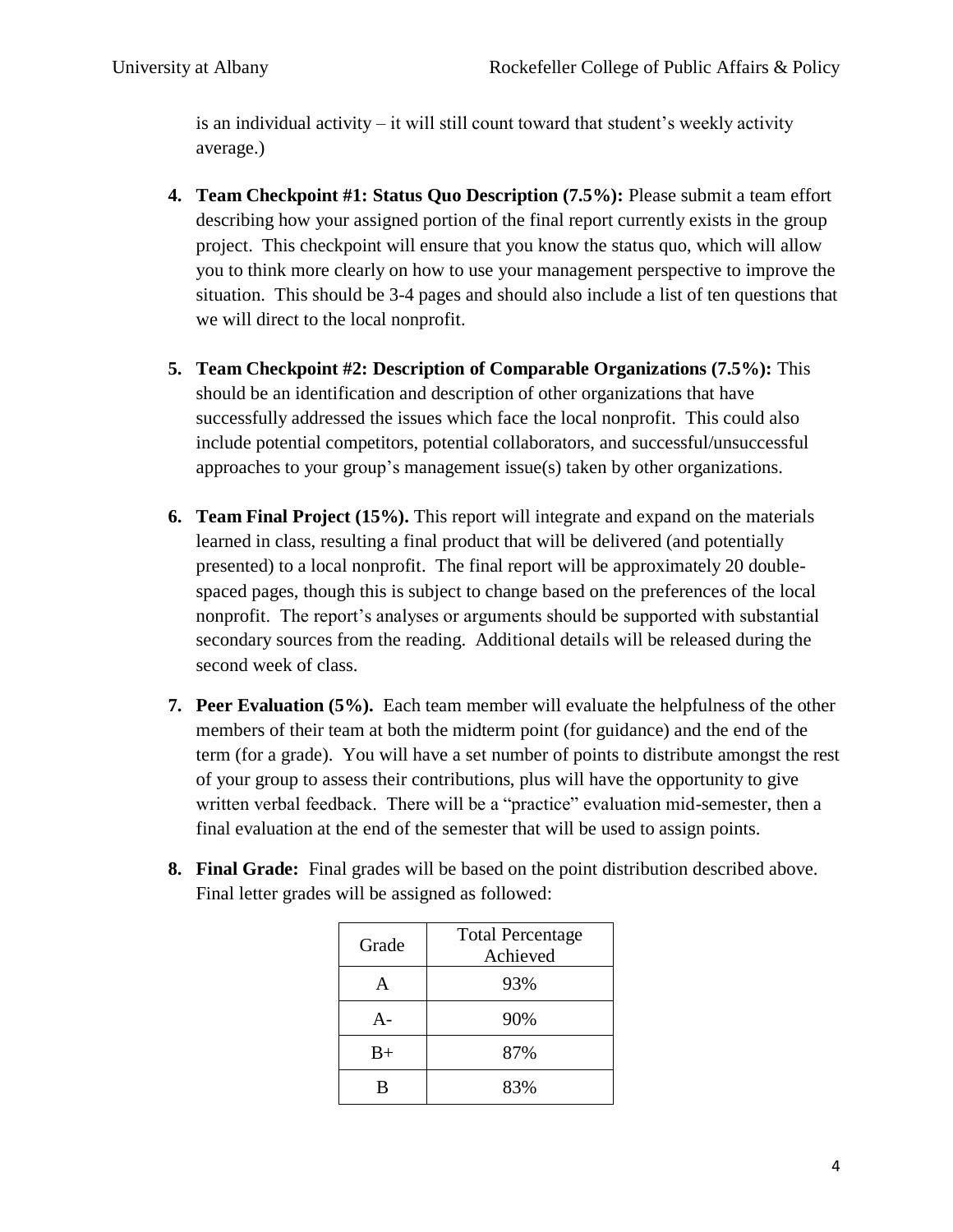is an individual activity – it will still count toward that student's weekly activity average.)

4. **Team Checkpoint #1: Status Quo Description (7.5%):** Please submit a team effort describing how your assigned portion of the final report currently exists in the group project. This checkpoint will ensure that you know the status quo, which will allow you to think more clearly on how to use your management perspective to improve the situation. This should be 3-4 pages and should also include a list of ten questions that we will direct to the local nonprofit.

5. **Team Checkpoint #2: Description of Comparable Organizations (7.5%):** This should be an identification and description of other organizations that have successfully addressed the issues which face the local nonprofit. This could also include potential competitors, potential collaborators, and successful/unsuccessful approaches to your group's management issue(s) taken by other organizations.

6. **Team Final Project (15%).** This report will integrate and expand on the materials learned in class, resulting a final product that will be delivered (and potentially presented) to a local nonprofit. The final report will be approximately 20 double-spaced pages, though this is subject to change based on the preferences of the local nonprofit. The report's analyses or arguments should be supported with substantial secondary sources from the reading. Additional details will be released during the second week of class.

7. **Peer Evaluation (5%).** Each team member will evaluate the helpfulness of the other members of their team at both the midterm point (for guidance) and the end of the term (for a grade). You will have a set number of points to distribute amongst the rest of your group to assess their contributions, plus will have the opportunity to give written verbal feedback. There will be a "practice" evaluation mid-semester, then a final evaluation at the end of the semester that will be used to assign points.

8. **Final Grade:** Final grades will be based on the point distribution described above. Final letter grades will be assigned as followed:

| Grade | Total Percentage Achieved |
|---|---|
| A | 93% |
| A- | 90% |
| B+ | 87% |
| B | 83% |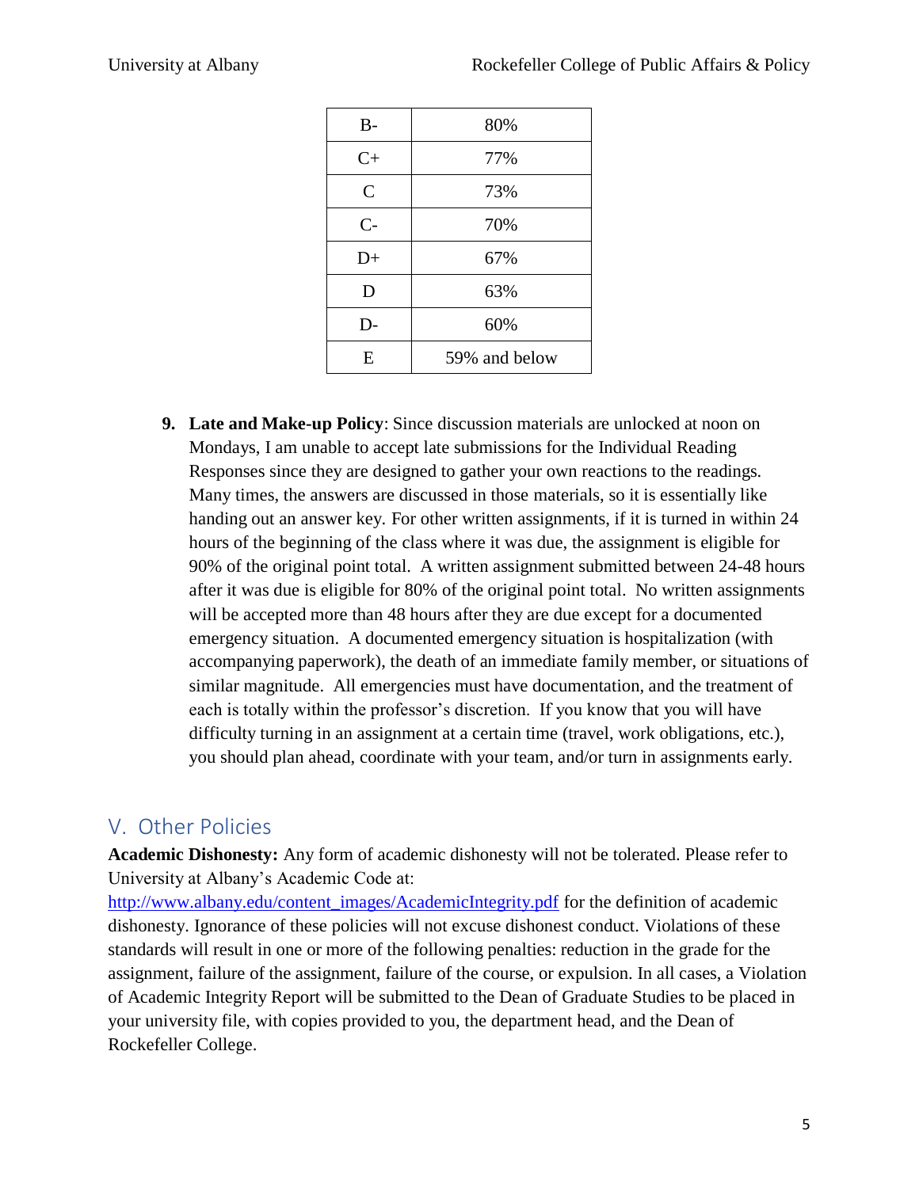| B- | 80% |
|---|---|
| C+ | 77% |
| C | 73% |
| C- | 70% |
| D+ | 67% |
| D | 63% |
| D- | 60% |
| E | 59% and below |

9. **Late and Make-up Policy**: Since discussion materials are unlocked at noon on Mondays, I am unable to accept late submissions for the Individual Reading Responses since they are designed to gather your own reactions to the readings. Many times, the answers are discussed in those materials, so it is essentially like handing out an answer key. For other written assignments, if it is turned in within 24 hours of the beginning of the class where it was due, the assignment is eligible for 90% of the original point total. A written assignment submitted between 24-48 hours after it was due is eligible for 80% of the original point total. No written assignments will be accepted more than 48 hours after they are due except for a documented emergency situation. A documented emergency situation is hospitalization (with accompanying paperwork), the death of an immediate family member, or situations of similar magnitude. All emergencies must have documentation, and the treatment of each is totally within the professor's discretion. If you know that you will have difficulty turning in an assignment at a certain time (travel, work obligations, etc.), you should plan ahead, coordinate with your team, and/or turn in assignments early.

## V. Other Policies

**Academic Dishonesty:** Any form of academic dishonesty will not be tolerated. Please refer to University at Albany's Academic Code at: [http://www.albany.edu/content_images/AcademicIntegrity.pdf](http://www.albany.edu/content_images/AcademicIntegrity.pdf) for the definition of academic dishonesty. Ignorance of these policies will not excuse dishonest conduct. Violations of these standards will result in one or more of the following penalties: reduction in the grade for the assignment, failure of the assignment, failure of the course, or expulsion. In all cases, a Violation of Academic Integrity Report will be submitted to the Dean of Graduate Studies to be placed in your university file, with copies provided to you, the department head, and the Dean of Rockefeller College.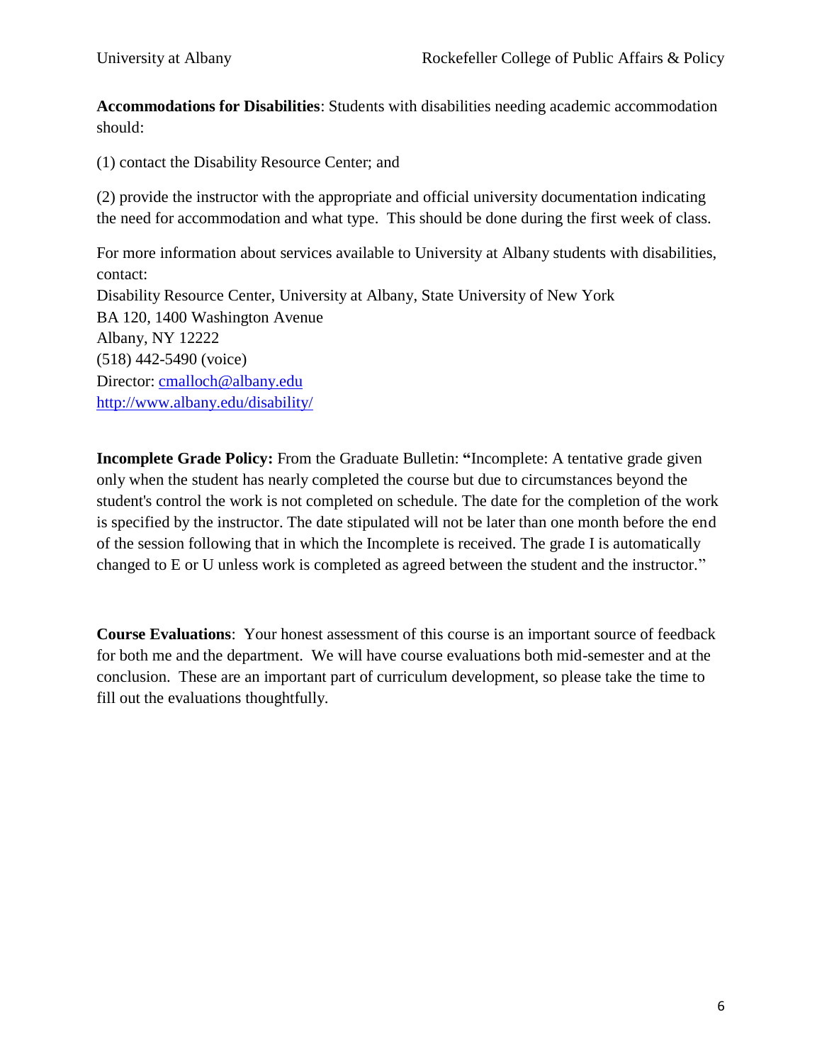**Accommodations for Disabilities**: Students with disabilities needing academic accommodation should:

(1) contact the Disability Resource Center; and

(2) provide the instructor with the appropriate and official university documentation indicating the need for accommodation and what type. This should be done during the first week of class.

For more information about services available to University at Albany students with disabilities, contact:
Disability Resource Center, University at Albany, State University of New York
BA 120, 1400 Washington Avenue
Albany, NY 12222
(518) 442-5490 (voice)
Director: cmalloch@albany.edu
http://www.albany.edu/disability/

**Incomplete Grade Policy:** From the Graduate Bulletin: **"**Incomplete: A tentative grade given only when the student has nearly completed the course but due to circumstances beyond the student's control the work is not completed on schedule. The date for the completion of the work is specified by the instructor. The date stipulated will not be later than one month before the end of the session following that in which the Incomplete is received. The grade I is automatically changed to E or U unless work is completed as agreed between the student and the instructor."

**Course Evaluations**: Your honest assessment of this course is an important source of feedback for both me and the department. We will have course evaluations both mid-semester and at the conclusion. These are an important part of curriculum development, so please take the time to fill out the evaluations thoughtfully.